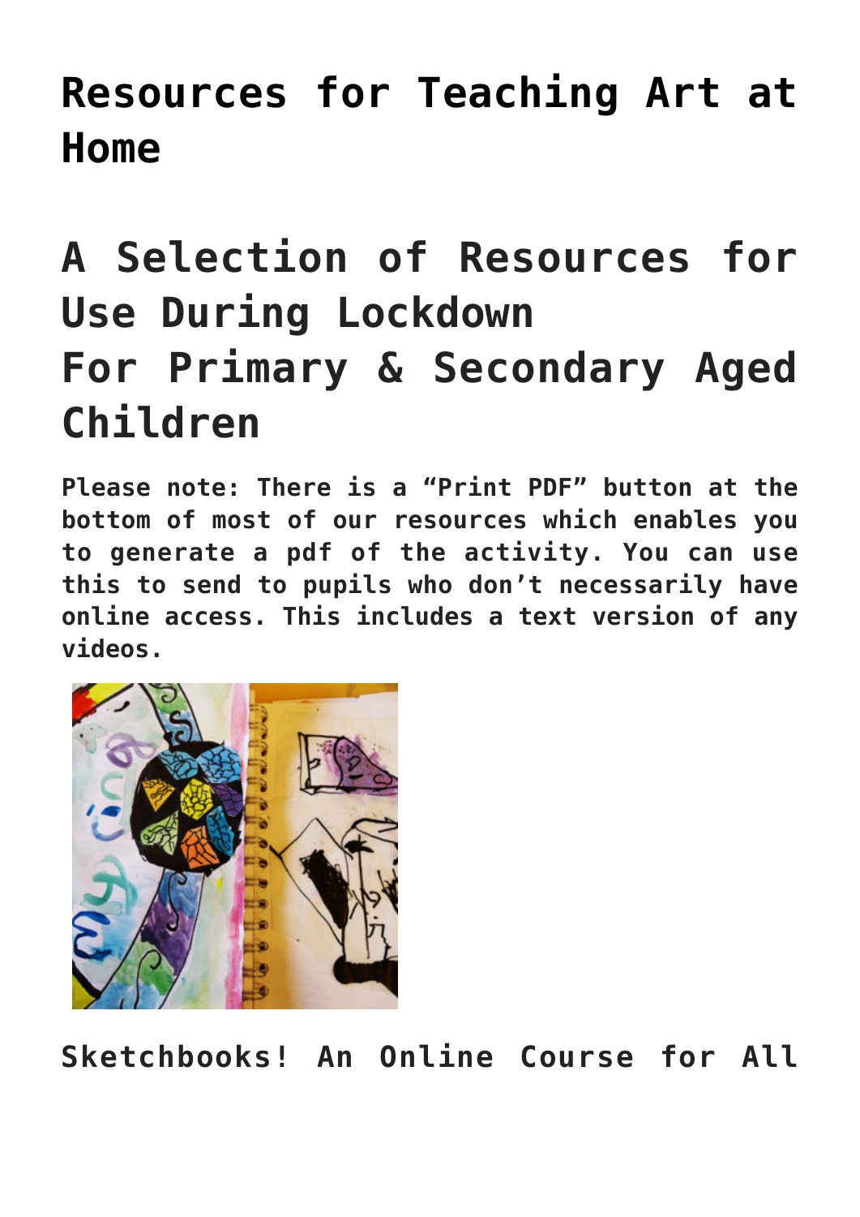# Resources for Teaching Art at Home

## A Selection of Resources for Use During Lockdown
## For Primary & Secondary Aged Children

**Please note: There is a "Print PDF" button at the bottom of most of our resources which enables you to generate a pdf of the activity. You can use this to send to pupils who don't necessarily have online access. This includes a text version of any videos.**

### Sketchbooks! An Online Course for All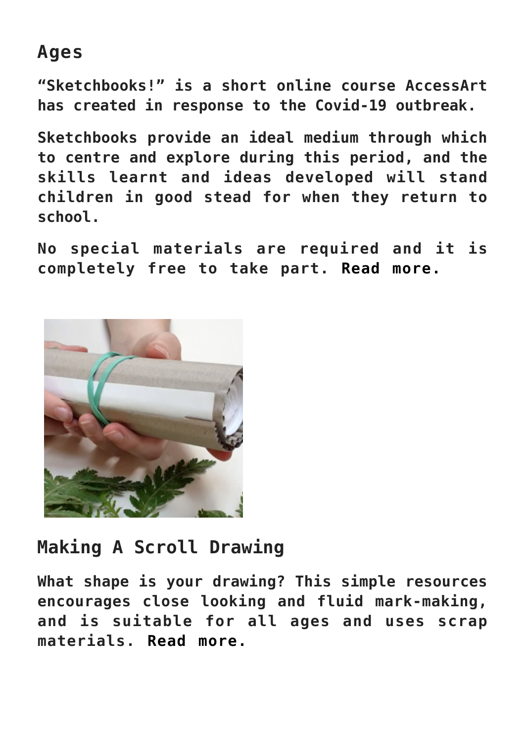## Ages

**"Sketchbooks!" is a short online course AccessArt has created in response to the Covid-19 outbreak.**

**Sketchbooks provide an ideal medium through which to centre and explore during this period, and the skills learnt and ideas developed will stand children in good stead for when they return to school.**

**No special materials are required and it is completely free to take part. Read more.**

## Making A Scroll Drawing

**What shape is your drawing? This simple resources encourages close looking and fluid mark-making, and is suitable for all ages and uses scrap materials. Read more.**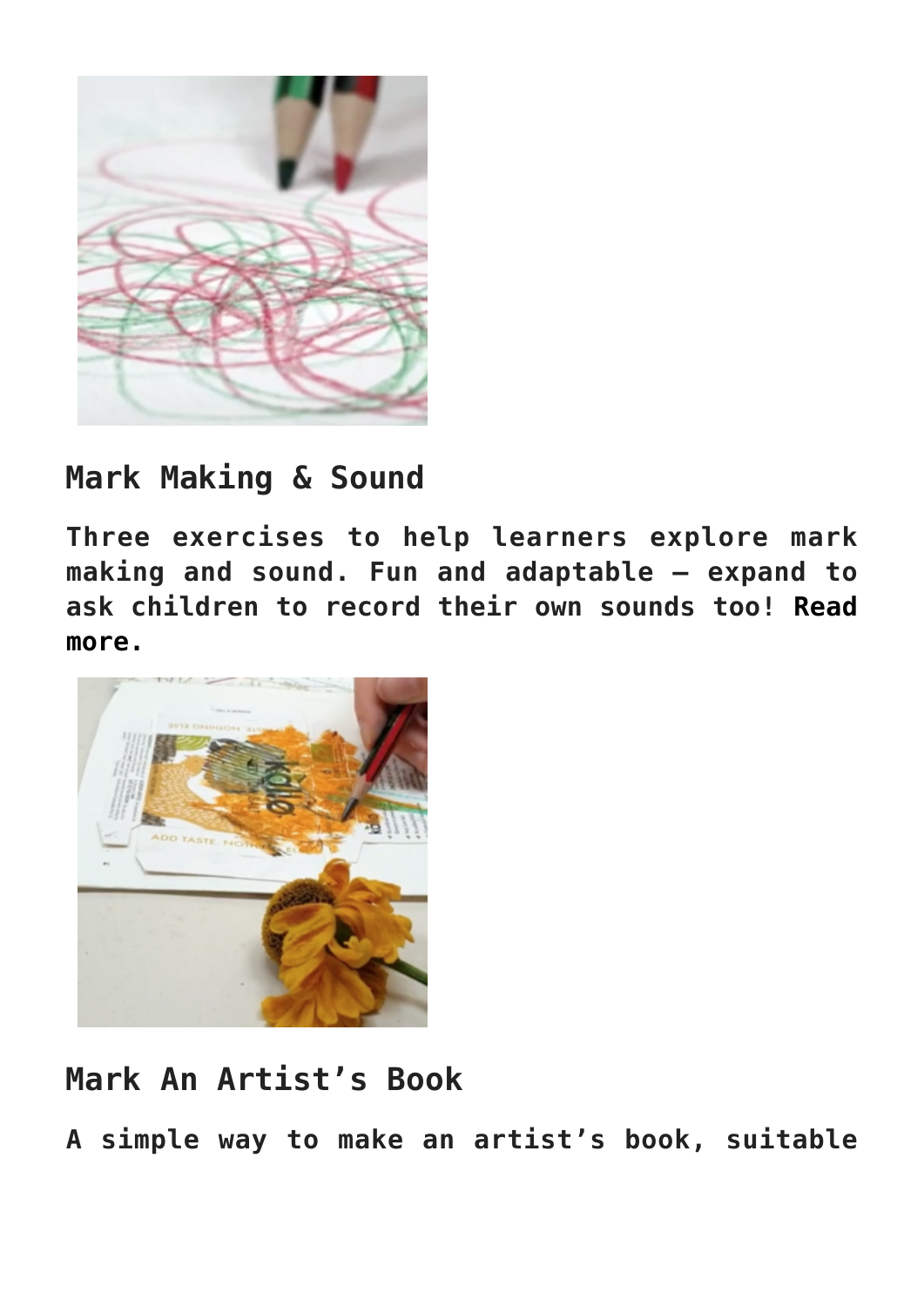## Mark Making & Sound

**Three exercises to help learners explore mark making and sound. Fun and adaptable – expand to ask children to record their own sounds too! Read more.**

## Mark An Artist’s Book

**A simple way to make an artist’s book, suitable**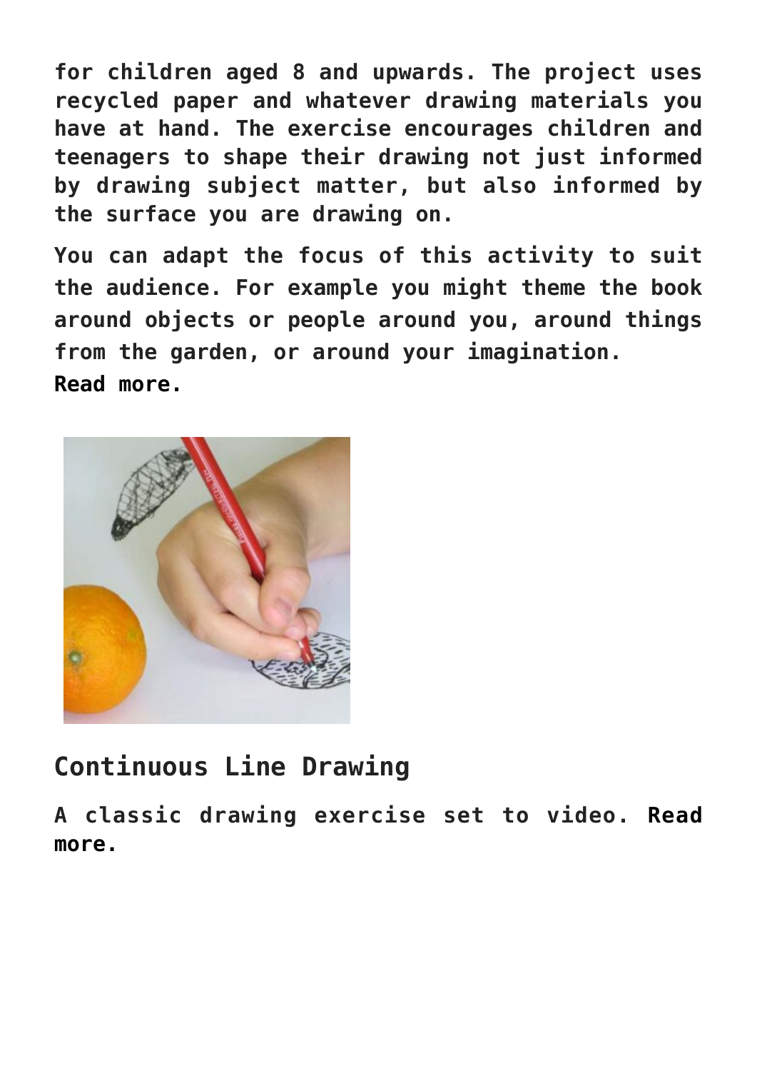**for children aged 8 and upwards. The project uses recycled paper and whatever drawing materials you have at hand. The exercise encourages children and teenagers to shape their drawing not just informed by drawing subject matter, but also informed by the surface you are drawing on.**

**You can adapt the focus of this activity to suit the audience. For example you might theme the book around objects or people around you, around things from the garden, or around your imagination.**
**Read more.**

## Continuous Line Drawing

**A classic drawing exercise set to video. Read more.**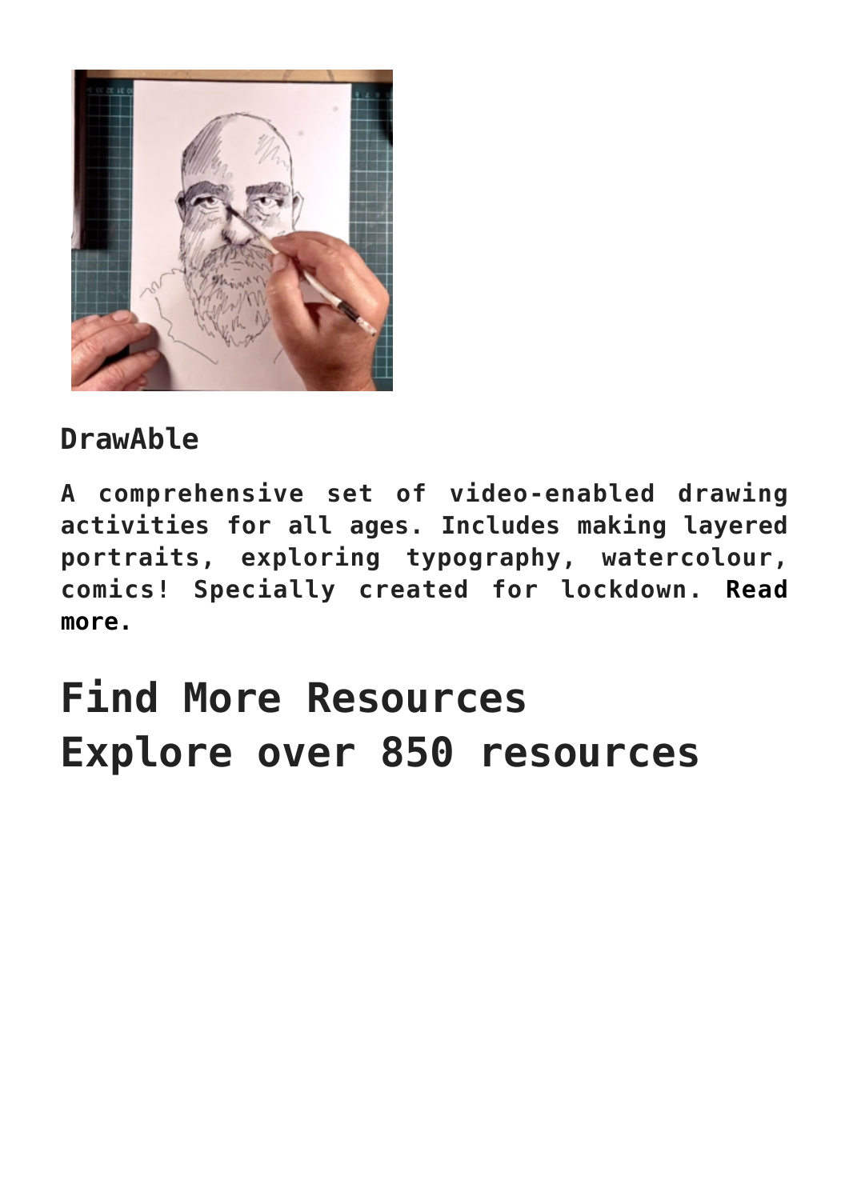### DrawAble

**A comprehensive set of video-enabled drawing activities for all ages. Includes making layered portraits, exploring typography, watercolour, comics! Specially created for lockdown. Read more.**

# Find More Resources
# Explore over 850 resources